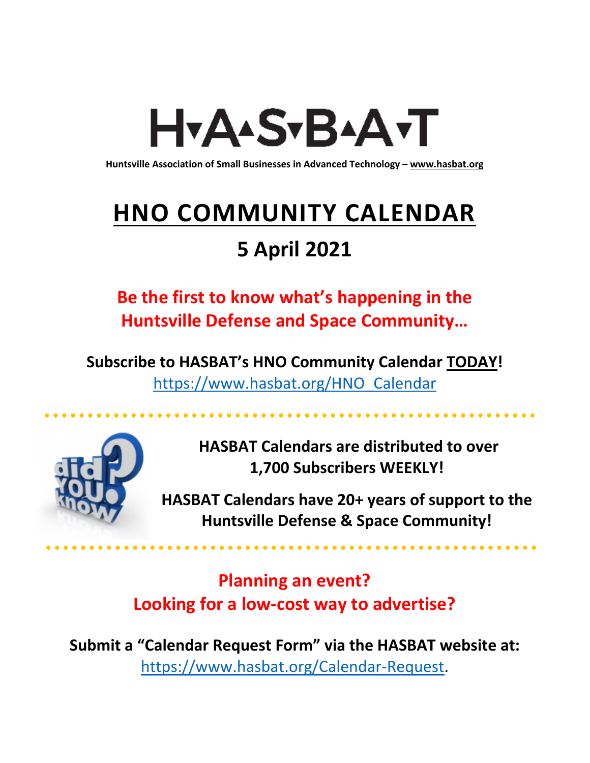# H▾A▴S▾B▴A▾T

**Huntsville Association of Small Businesses in Advanced Technology – www.hasbat.org**

# HNO COMMUNITY CALENDAR

## 5 April 2021

**Be the first to know what's happening in the Huntsville Defense and Space Community…**

**Subscribe to HASBAT's HNO Community Calendar TODAY!**
https://www.hasbat.org/HNO_Calendar

**HASBAT Calendars are distributed to over 1,700 Subscribers WEEKLY!**

**HASBAT Calendars have 20+ years of support to the Huntsville Defense & Space Community!**

**Planning an event?**
**Looking for a low-cost way to advertise?**

**Submit a "Calendar Request Form" via the HASBAT website at:**
https://www.hasbat.org/Calendar-Request.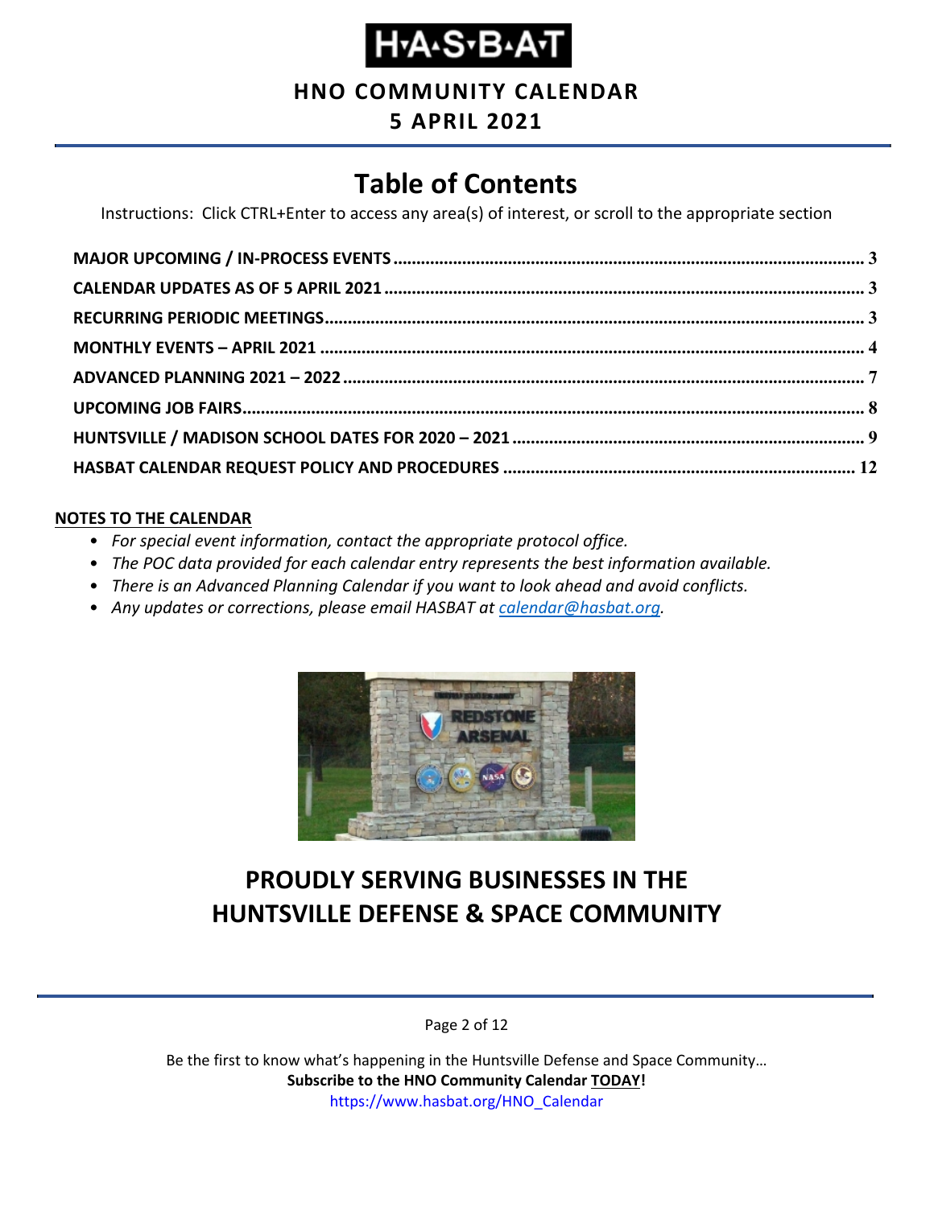# H▸A▸S▸B▸A▸T

**HNO COMMUNITY CALENDAR**

**5 APRIL 2021**

## Table of Contents

Instructions: Click CTRL+Enter to access any area(s) of interest, or scroll to the appropriate section

| Section | Page |
|---|---|
| **MAJOR UPCOMING / IN-PROCESS EVENTS** | **3** |
| **CALENDAR UPDATES AS OF 5 APRIL 2021** | **3** |
| **RECURRING PERIODIC MEETINGS** | **3** |
| **MONTHLY EVENTS – APRIL 2021** | **4** |
| **ADVANCED PLANNING 2021 – 2022** | **7** |
| **UPCOMING JOB FAIRS** | **8** |
| **HUNTSVILLE / MADISON SCHOOL DATES FOR 2020 – 2021** | **9** |
| **HASBAT CALENDAR REQUEST POLICY AND PROCEDURES** | **12** |

**NOTES TO THE CALENDAR**

- *For special event information, contact the appropriate protocol office.*
- *The POC data provided for each calendar entry represents the best information available.*
- *There is an Advanced Planning Calendar if you want to look ahead and avoid conflicts.*
- *Any updates or corrections, please email HASBAT at calendar@hasbat.org.*

## PROUDLY SERVING BUSINESSES IN THE HUNTSVILLE DEFENSE & SPACE COMMUNITY

Be the first to know what's happening in the Huntsville Defense and Space Community…

**Subscribe to the HNO Community Calendar TODAY!**

https://www.hasbat.org/HNO_Calendar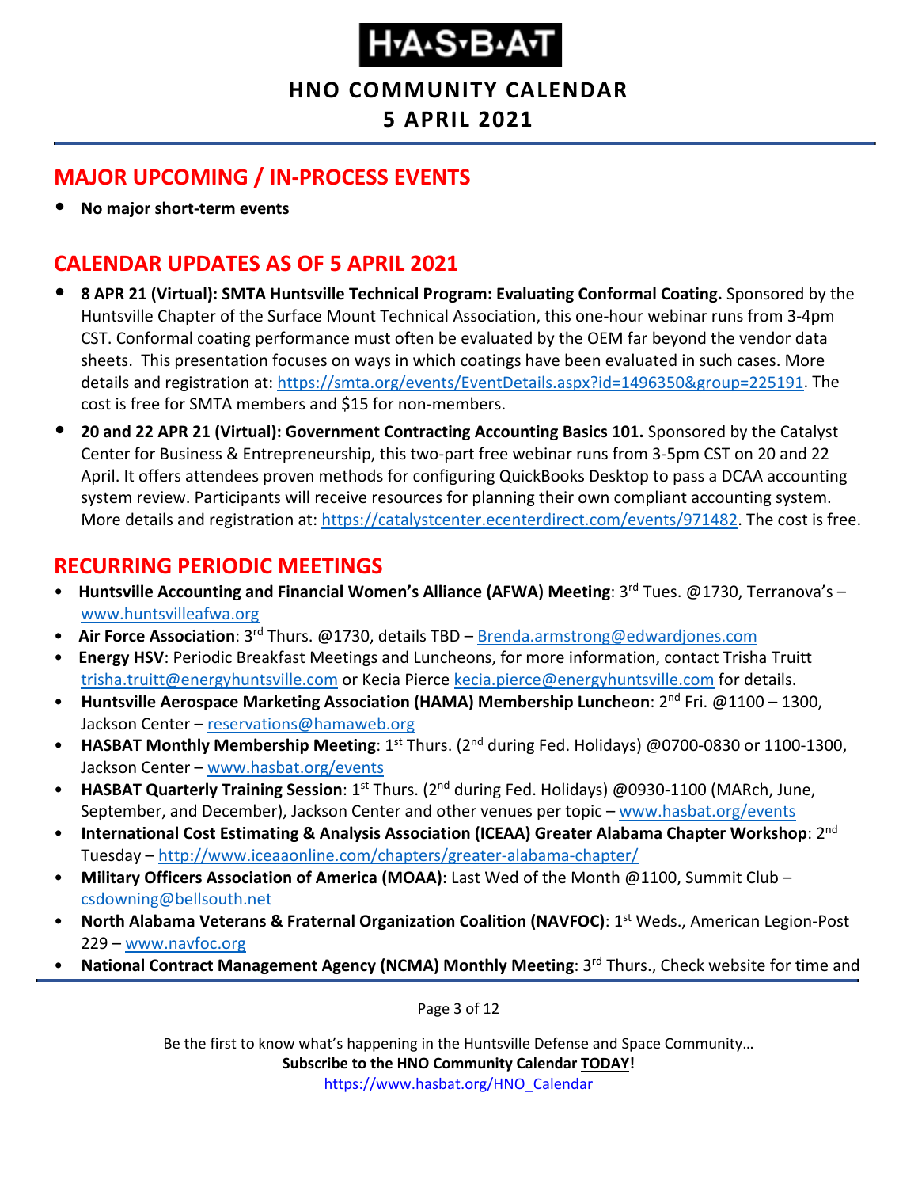# H·A·S·B·A·T

## HNO COMMUNITY CALENDAR

## 5 APRIL 2021

## MAJOR UPCOMING / IN-PROCESS EVENTS

- **No major short-term events**

## CALENDAR UPDATES AS OF 5 APRIL 2021

- **8 APR 21 (Virtual): SMTA Huntsville Technical Program: Evaluating Conformal Coating.** Sponsored by the Huntsville Chapter of the Surface Mount Technical Association, this one-hour webinar runs from 3-4pm CST. Conformal coating performance must often be evaluated by the OEM far beyond the vendor data sheets. This presentation focuses on ways in which coatings have been evaluated in such cases. More details and registration at: https://smta.org/events/EventDetails.aspx?id=1496350&group=225191. The cost is free for SMTA members and $15 for non-members.
- **20 and 22 APR 21 (Virtual): Government Contracting Accounting Basics 101.** Sponsored by the Catalyst Center for Business & Entrepreneurship, this two-part free webinar runs from 3-5pm CST on 20 and 22 April. It offers attendees proven methods for configuring QuickBooks Desktop to pass a DCAA accounting system review. Participants will receive resources for planning their own compliant accounting system. More details and registration at: https://catalystcenter.ecenterdirect.com/events/971482. The cost is free.

## RECURRING PERIODIC MEETINGS

- **Huntsville Accounting and Financial Women's Alliance (AFWA) Meeting**: 3rd Tues. @1730, Terranova's – www.huntsvilleafwa.org
- **Air Force Association**: 3rd Thurs. @1730, details TBD – Brenda.armstrong@edwardjones.com
- **Energy HSV**: Periodic Breakfast Meetings and Luncheons, for more information, contact Trisha Truitt trisha.truitt@energyhuntsville.com or Kecia Pierce kecia.pierce@energyhuntsville.com for details.
- **Huntsville Aerospace Marketing Association (HAMA) Membership Luncheon**: 2nd Fri. @1100 – 1300, Jackson Center – reservations@hamaweb.org
- **HASBAT Monthly Membership Meeting**: 1st Thurs. (2nd during Fed. Holidays) @0700-0830 or 1100-1300, Jackson Center – www.hasbat.org/events
- **HASBAT Quarterly Training Session**: 1st Thurs. (2nd during Fed. Holidays) @0930-1100 (MARch, June, September, and December), Jackson Center and other venues per topic – www.hasbat.org/events
- **International Cost Estimating & Analysis Association (ICEAA) Greater Alabama Chapter Workshop**: 2nd Tuesday – http://www.iceaaonline.com/chapters/greater-alabama-chapter/
- **Military Officers Association of America (MOAA)**: Last Wed of the Month @1100, Summit Club – csdowning@bellsouth.net
- **North Alabama Veterans & Fraternal Organization Coalition (NAVFOC)**: 1st Weds., American Legion-Post 229 – www.navfoc.org
- **National Contract Management Agency (NCMA) Monthly Meeting**: 3rd Thurs., Check website for time and

Be the first to know what's happening in the Huntsville Defense and Space Community…
**Subscribe to the HNO Community Calendar TODAY!**
https://www.hasbat.org/HNO_Calendar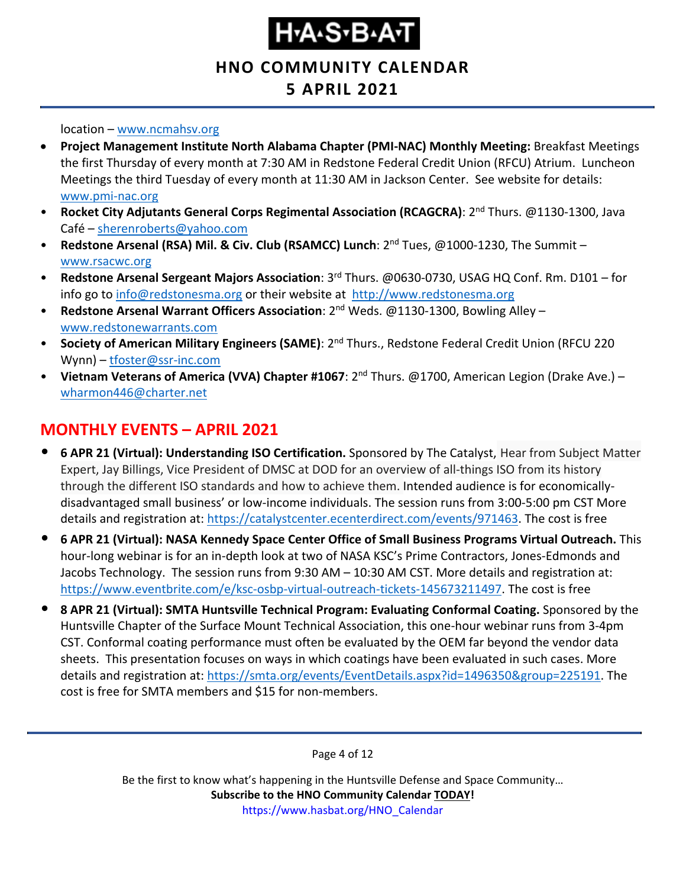location – www.ncmahsv.org

- **Project Management Institute North Alabama Chapter (PMI-NAC) Monthly Meeting:** Breakfast Meetings the first Thursday of every month at 7:30 AM in Redstone Federal Credit Union (RFCU) Atrium. Luncheon Meetings the third Tuesday of every month at 11:30 AM in Jackson Center. See website for details: www.pmi-nac.org
- **Rocket City Adjutants General Corps Regimental Association (RCAGCRA)**: 2nd Thurs. @1130-1300, Java Café – sherenroberts@yahoo.com
- **Redstone Arsenal (RSA) Mil. & Civ. Club (RSAMCC) Lunch**: 2nd Tues, @1000-1230, The Summit – www.rsacwc.org
- **Redstone Arsenal Sergeant Majors Association**: 3rd Thurs. @0630-0730, USAG HQ Conf. Rm. D101 – for info go to info@redstonesma.org or their website at http://www.redstonesma.org
- **Redstone Arsenal Warrant Officers Association**: 2nd Weds. @1130-1300, Bowling Alley – www.redstonewarrants.com
- **Society of American Military Engineers (SAME)**: 2nd Thurs., Redstone Federal Credit Union (RFCU 220 Wynn) – tfoster@ssr-inc.com
- **Vietnam Veterans of America (VVA) Chapter #1067**: 2nd Thurs. @1700, American Legion (Drake Ave.) – wharmon446@charter.net

## MONTHLY EVENTS – APRIL 2021

- **6 APR 21 (Virtual): Understanding ISO Certification.** Sponsored by The Catalyst, Hear from Subject Matter Expert, Jay Billings, Vice President of DMSC at DOD for an overview of all-things ISO from its history through the different ISO standards and how to achieve them. Intended audience is for economically-disadvantaged small business' or low-income individuals. The session runs from 3:00-5:00 pm CST More details and registration at: https://catalystcenter.ecenterdirect.com/events/971463. The cost is free
- **6 APR 21 (Virtual): NASA Kennedy Space Center Office of Small Business Programs Virtual Outreach.** This hour-long webinar is for an in-depth look at two of NASA KSC's Prime Contractors, Jones-Edmonds and Jacobs Technology. The session runs from 9:30 AM – 10:30 AM CST. More details and registration at: https://www.eventbrite.com/e/ksc-osbp-virtual-outreach-tickets-145673211497. The cost is free
- **8 APR 21 (Virtual): SMTA Huntsville Technical Program: Evaluating Conformal Coating.** Sponsored by the Huntsville Chapter of the Surface Mount Technical Association, this one-hour webinar runs from 3-4pm CST. Conformal coating performance must often be evaluated by the OEM far beyond the vendor data sheets. This presentation focuses on ways in which coatings have been evaluated in such cases. More details and registration at: https://smta.org/events/EventDetails.aspx?id=1496350&group=225191. The cost is free for SMTA members and $15 for non-members.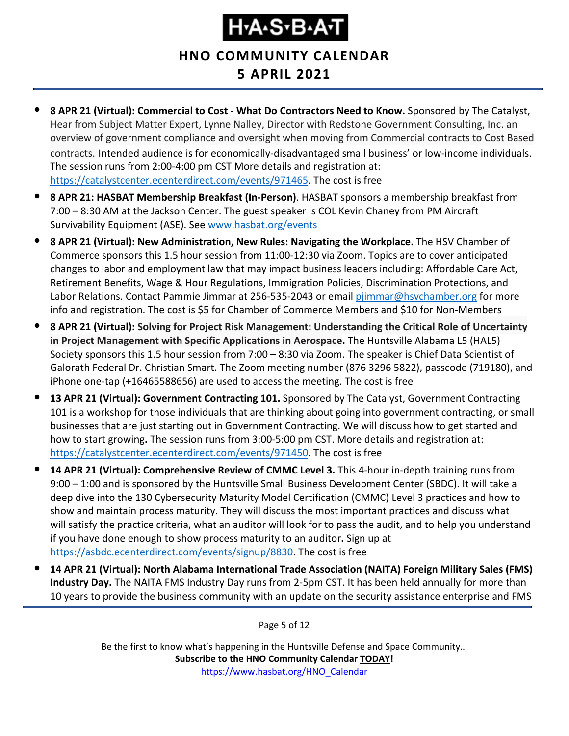- **8 APR 21 (Virtual): Commercial to Cost - What Do Contractors Need to Know.** Sponsored by The Catalyst, Hear from Subject Matter Expert, Lynne Nalley, Director with Redstone Government Consulting, Inc. an overview of government compliance and oversight when moving from Commercial contracts to Cost Based contracts. Intended audience is for economically-disadvantaged small business' or low-income individuals. The session runs from 2:00-4:00 pm CST More details and registration at: https://catalystcenter.ecenterdirect.com/events/971465. The cost is free
- **8 APR 21: HASBAT Membership Breakfast (In-Person)**. HASBAT sponsors a membership breakfast from 7:00 – 8:30 AM at the Jackson Center. The guest speaker is COL Kevin Chaney from PM Aircraft Survivability Equipment (ASE). See www.hasbat.org/events
- **8 APR 21 (Virtual): New Administration, New Rules: Navigating the Workplace.** The HSV Chamber of Commerce sponsors this 1.5 hour session from 11:00-12:30 via Zoom. Topics are to cover anticipated changes to labor and employment law that may impact business leaders including: Affordable Care Act, Retirement Benefits, Wage & Hour Regulations, Immigration Policies, Discrimination Protections, and Labor Relations. Contact Pammie Jimmar at 256-535-2043 or email pjimmar@hsvchamber.org for more info and registration. The cost is $5 for Chamber of Commerce Members and $10 for Non-Members
- **8 APR 21 (Virtual): Solving for Project Risk Management: Understanding the Critical Role of Uncertainty in Project Management with Specific Applications in Aerospace.** The Huntsville Alabama L5 (HAL5) Society sponsors this 1.5 hour session from 7:00 – 8:30 via Zoom. The speaker is Chief Data Scientist of Galorath Federal Dr. Christian Smart. The Zoom meeting number (876 3296 5822), passcode (719180), and iPhone one-tap (+16465588656) are used to access the meeting. The cost is free
- **13 APR 21 (Virtual): Government Contracting 101.** Sponsored by The Catalyst, Government Contracting 101 is a workshop for those individuals that are thinking about going into government contracting, or small businesses that are just starting out in Government Contracting. We will discuss how to get started and how to start growing**.** The session runs from 3:00-5:00 pm CST. More details and registration at: https://catalystcenter.ecenterdirect.com/events/971450. The cost is free
- **14 APR 21 (Virtual): Comprehensive Review of CMMC Level 3.** This 4-hour in-depth training runs from 9:00 – 1:00 and is sponsored by the Huntsville Small Business Development Center (SBDC). It will take a deep dive into the 130 Cybersecurity Maturity Model Certification (CMMC) Level 3 practices and how to show and maintain process maturity. They will discuss the most important practices and discuss what will satisfy the practice criteria, what an auditor will look for to pass the audit, and to help you understand if you have done enough to show process maturity to an auditor**.** Sign up at https://asbdc.ecenterdirect.com/events/signup/8830. The cost is free
- **14 APR 21 (Virtual): North Alabama International Trade Association (NAITA) Foreign Military Sales (FMS) Industry Day.** The NAITA FMS Industry Day runs from 2-5pm CST. It has been held annually for more than 10 years to provide the business community with an update on the security assistance enterprise and FMS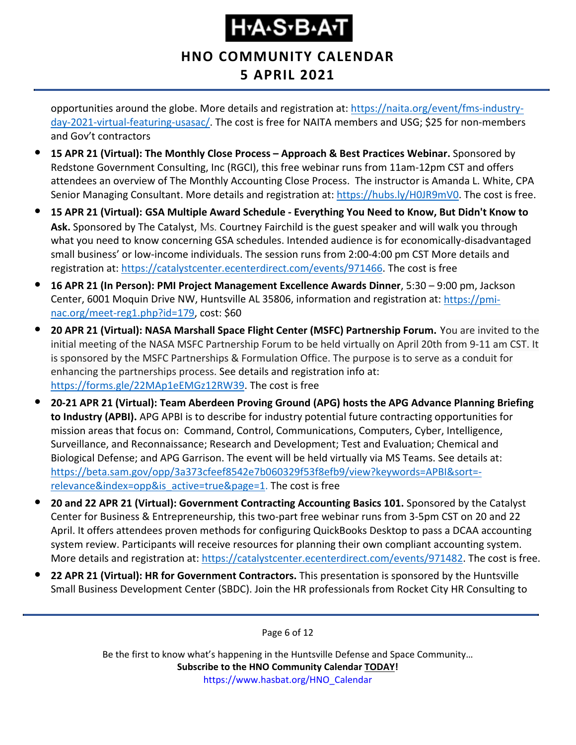opportunities around the globe. More details and registration at: https://naita.org/event/fms-industry-day-2021-virtual-featuring-usasac/. The cost is free for NAITA members and USG; $25 for non-members and Gov't contractors

- **15 APR 21 (Virtual): The Monthly Close Process – Approach & Best Practices Webinar.** Sponsored by Redstone Government Consulting, Inc (RGCI), this free webinar runs from 11am-12pm CST and offers attendees an overview of The Monthly Accounting Close Process. The instructor is Amanda L. White, CPA Senior Managing Consultant. More details and registration at: https://hubs.ly/H0JR9mV0. The cost is free.
- **15 APR 21 (Virtual): GSA Multiple Award Schedule - Everything You Need to Know, But Didn't Know to Ask.** Sponsored by The Catalyst, Ms. Courtney Fairchild is the guest speaker and will walk you through what you need to know concerning GSA schedules. Intended audience is for economically-disadvantaged small business' or low-income individuals. The session runs from 2:00-4:00 pm CST More details and registration at: https://catalystcenter.ecenterdirect.com/events/971466. The cost is free
- **16 APR 21 (In Person): PMI Project Management Excellence Awards Dinner**, 5:30 – 9:00 pm, Jackson Center, 6001 Moquin Drive NW, Huntsville AL 35806, information and registration at: https://pmi-nac.org/meet-reg1.php?id=179, cost: $60
- **20 APR 21 (Virtual): NASA Marshall Space Flight Center (MSFC) Partnership Forum.** You are invited to the initial meeting of the NASA MSFC Partnership Forum to be held virtually on April 20th from 9-11 am CST. It is sponsored by the MSFC Partnerships & Formulation Office. The purpose is to serve as a conduit for enhancing the partnerships process. See details and registration info at: https://forms.gle/22MAp1eEMGz12RW39. The cost is free
- **20-21 APR 21 (Virtual): Team Aberdeen Proving Ground (APG) hosts the APG Advance Planning Briefing to Industry (APBI).** APG APBI is to describe for industry potential future contracting opportunities for mission areas that focus on: Command, Control, Communications, Computers, Cyber, Intelligence, Surveillance, and Reconnaissance; Research and Development; Test and Evaluation; Chemical and Biological Defense; and APG Garrison. The event will be held virtually via MS Teams. See details at: https://beta.sam.gov/opp/3a373cfeef8542e7b060329f53f8efb9/view?keywords=APBI&sort=-relevance&index=opp&is_active=true&page=1. The cost is free
- **20 and 22 APR 21 (Virtual): Government Contracting Accounting Basics 101.** Sponsored by the Catalyst Center for Business & Entrepreneurship, this two-part free webinar runs from 3-5pm CST on 20 and 22 April. It offers attendees proven methods for configuring QuickBooks Desktop to pass a DCAA accounting system review. Participants will receive resources for planning their own compliant accounting system. More details and registration at: https://catalystcenter.ecenterdirect.com/events/971482. The cost is free.
- **22 APR 21 (Virtual): HR for Government Contractors.** This presentation is sponsored by the Huntsville Small Business Development Center (SBDC). Join the HR professionals from Rocket City HR Consulting to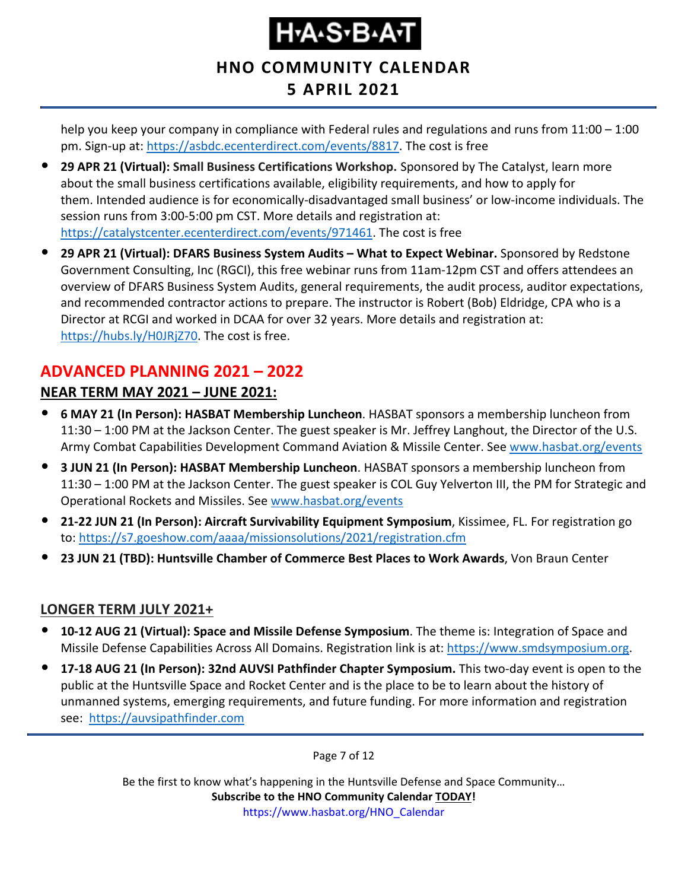help you keep your company in compliance with Federal rules and regulations and runs from 11:00 – 1:00 pm. Sign-up at: https://asbdc.ecenterdirect.com/events/8817. The cost is free

- **29 APR 21 (Virtual): Small Business Certifications Workshop.** Sponsored by The Catalyst, learn more about the small business certifications available, eligibility requirements, and how to apply for them. Intended audience is for economically-disadvantaged small business' or low-income individuals. The session runs from 3:00-5:00 pm CST. More details and registration at: https://catalystcenter.ecenterdirect.com/events/971461. The cost is free
- **29 APR 21 (Virtual): DFARS Business System Audits – What to Expect Webinar.** Sponsored by Redstone Government Consulting, Inc (RGCI), this free webinar runs from 11am-12pm CST and offers attendees an overview of DFARS Business System Audits, general requirements, the audit process, auditor expectations, and recommended contractor actions to prepare. The instructor is Robert (Bob) Eldridge, CPA who is a Director at RCGI and worked in DCAA for over 32 years. More details and registration at: https://hubs.ly/H0JRjZ70. The cost is free.

## ADVANCED PLANNING 2021 – 2022

### NEAR TERM MAY 2021 – JUNE 2021:

- **6 MAY 21 (In Person): HASBAT Membership Luncheon**. HASBAT sponsors a membership luncheon from 11:30 – 1:00 PM at the Jackson Center. The guest speaker is Mr. Jeffrey Langhout, the Director of the U.S. Army Combat Capabilities Development Command Aviation & Missile Center. See www.hasbat.org/events
- **3 JUN 21 (In Person): HASBAT Membership Luncheon**. HASBAT sponsors a membership luncheon from 11:30 – 1:00 PM at the Jackson Center. The guest speaker is COL Guy Yelverton III, the PM for Strategic and Operational Rockets and Missiles. See www.hasbat.org/events
- **21-22 JUN 21 (In Person): Aircraft Survivability Equipment Symposium**, Kissimee, FL. For registration go to: https://s7.goeshow.com/aaaa/missionsolutions/2021/registration.cfm
- **23 JUN 21 (TBD): Huntsville Chamber of Commerce Best Places to Work Awards**, Von Braun Center

### LONGER TERM JULY 2021+

- **10-12 AUG 21 (Virtual): Space and Missile Defense Symposium**. The theme is: Integration of Space and Missile Defense Capabilities Across All Domains. Registration link is at: https://www.smdsymposium.org.
- **17-18 AUG 21 (In Person): 32nd AUVSI Pathfinder Chapter Symposium.** This two-day event is open to the public at the Huntsville Space and Rocket Center and is the place to be to learn about the history of unmanned systems, emerging requirements, and future funding. For more information and registration see: https://auvsipathfinder.com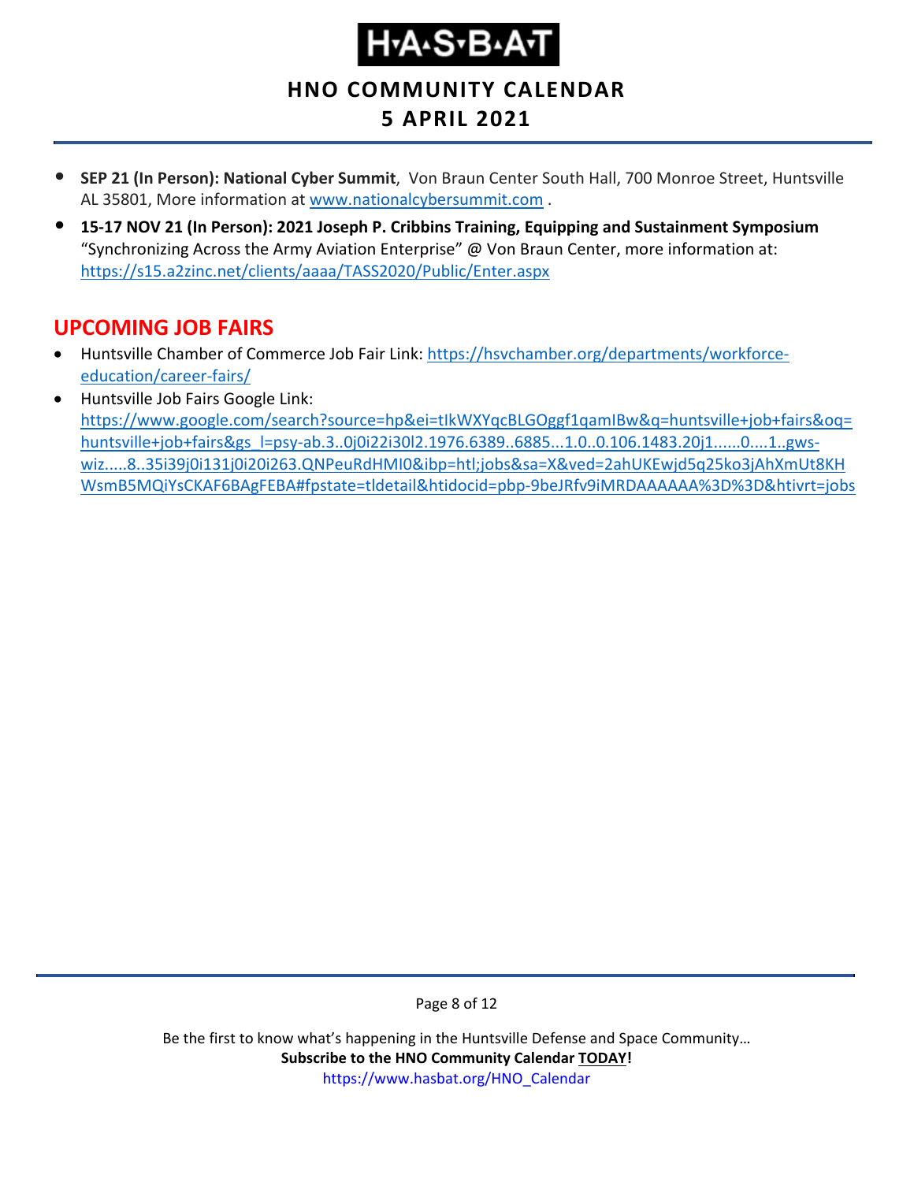- **SEP 21 (In Person): National Cyber Summit**, Von Braun Center South Hall, 700 Monroe Street, Huntsville AL 35801, More information at www.nationalcybersummit.com .
- **15-17 NOV 21 (In Person): 2021 Joseph P. Cribbins Training, Equipping and Sustainment Symposium** "Synchronizing Across the Army Aviation Enterprise" @ Von Braun Center, more information at: https://s15.a2zinc.net/clients/aaaa/TASS2020/Public/Enter.aspx

## UPCOMING JOB FAIRS

- Huntsville Chamber of Commerce Job Fair Link: https://hsvchamber.org/departments/workforce-education/career-fairs/
- Huntsville Job Fairs Google Link: https://www.google.com/search?source=hp&ei=tIkWXYqcBLGOggf1qamIBw&q=huntsville+job+fairs&oq=huntsville+job+fairs&gs_l=psy-ab.3..0j0i22i30l2.1976.6389..6885...1.0..0.106.1483.20j1......0....1..gws-wiz.....8..35i39j0i131j0i20i263.QNPeuRdHMI0&ibp=htl;jobs&sa=X&ved=2ahUKEwjd5q25ko3jAhXmUt8KHWsmB5MQiYsCKAF6BAgFEBA#fpstate=tldetail&htidocid=pbp-9beJRfv9iMRDAAAAAA%3D%3D&htivrt=jobs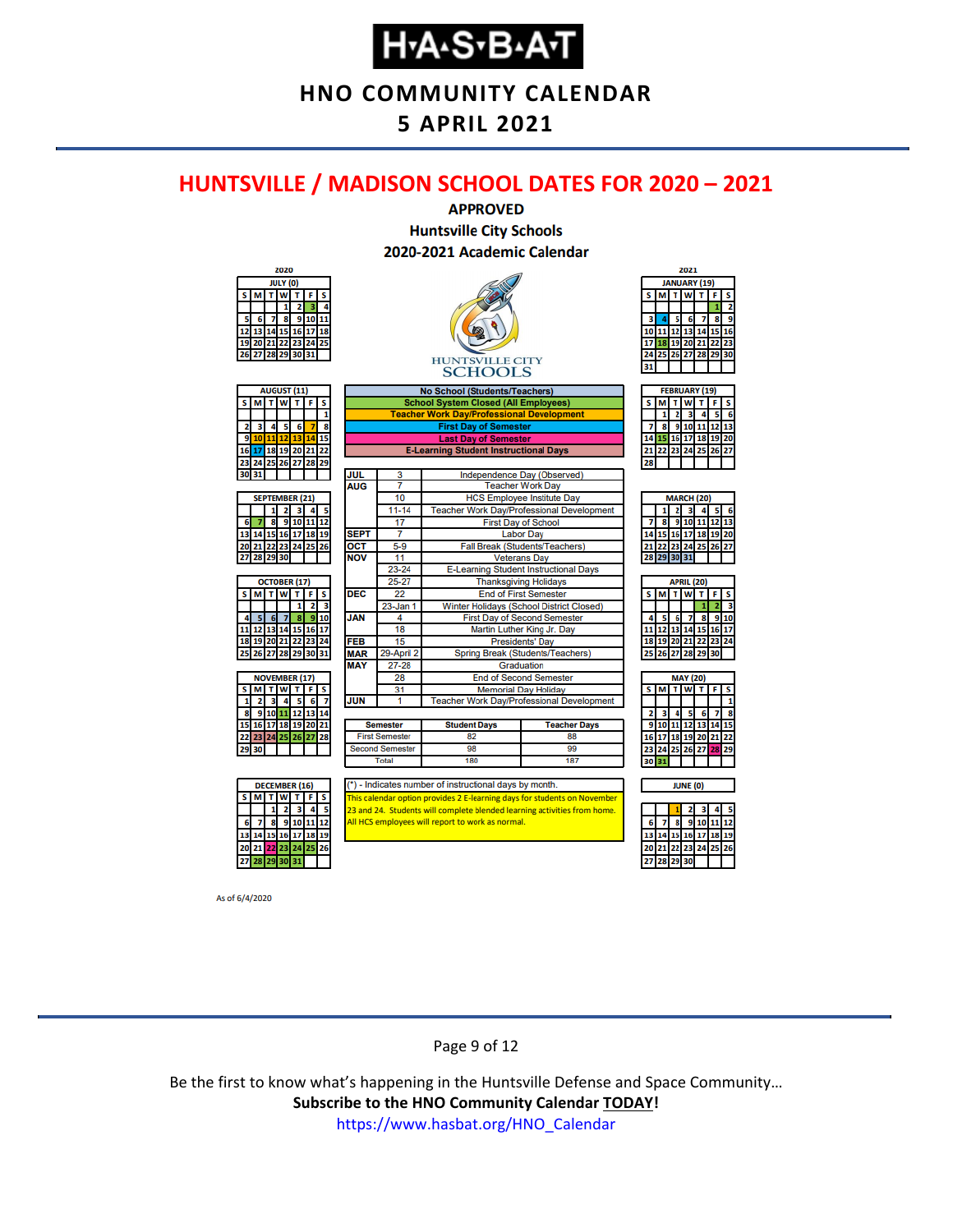# HNO COMMUNITY CALENDAR
# 5 APRIL 2021

## HUNTSVILLE / MADISON SCHOOL DATES FOR 2020 – 2021

**APPROVED**
**Huntsville City Schools**
**2020-2021 Academic Calendar**

HUNTSVILLE CITY SCHOOLS

**Legend:**
- No School (Students/Teachers)
- School System Closed (All Employees)
- Teacher Work Day/Professional Development
- First Day of Semester
- Last Day of Semester
- E-Learning Student Instructional Days

| Month | Date | Event |
|---|---|---|
| JUL | 3 | Independence Day (Observed) |
| AUG | 7 | Teacher Work Day |
| | 10 | HCS Employee Institute Day |
| | 11-14 | Teacher Work Day/Professional Development |
| | 17 | First Day of School |
| SEPT | 7 | Labor Day |
| OCT | 5-9 | Fall Break (Students/Teachers) |
| NOV | 11 | Veterans Day |
| | 23-24 | E-Learning Student Instructional Days |
| | 25-27 | Thanksgiving Holidays |
| DEC | 22 | End of First Semester |
| | 23-Jan 1 | Winter Holidays (School District Closed) |
| JAN | 4 | First Day of Second Semester |
| | 18 | Martin Luther King Jr. Day |
| FEB | 15 | Presidents' Day |
| MAR | 29-April 2 | Spring Break (Students/Teachers) |
| MAY | 27-28 | Graduation |
| | 28 | End of Second Semester |
| | 31 | Memorial Day Holiday |
| JUN | 1 | Teacher Work Day/Professional Development |

| Semester | Student Days | Teacher Days |
|---|---|---|
| First Semester | 82 | 88 |
| Second Semester | 98 | 99 |
| Total | 180 | 187 |

(*) - Indicates number of instructional days by month.

This calendar option provides 2 E-learning days for students on November 23 and 24. Students will complete blended learning activities from home. All HCS employees will report to work as normal.

**2020 monthly instructional days:** July (0), August (11), September (21), October (17), November (17), December (16)

**2021 monthly instructional days:** January (19), February (19), March (20), April (20), May (20), June (0)

As of 6/4/2020

Be the first to know what's happening in the Huntsville Defense and Space Community…
**Subscribe to the HNO Community Calendar TODAY!**
https://www.hasbat.org/HNO_Calendar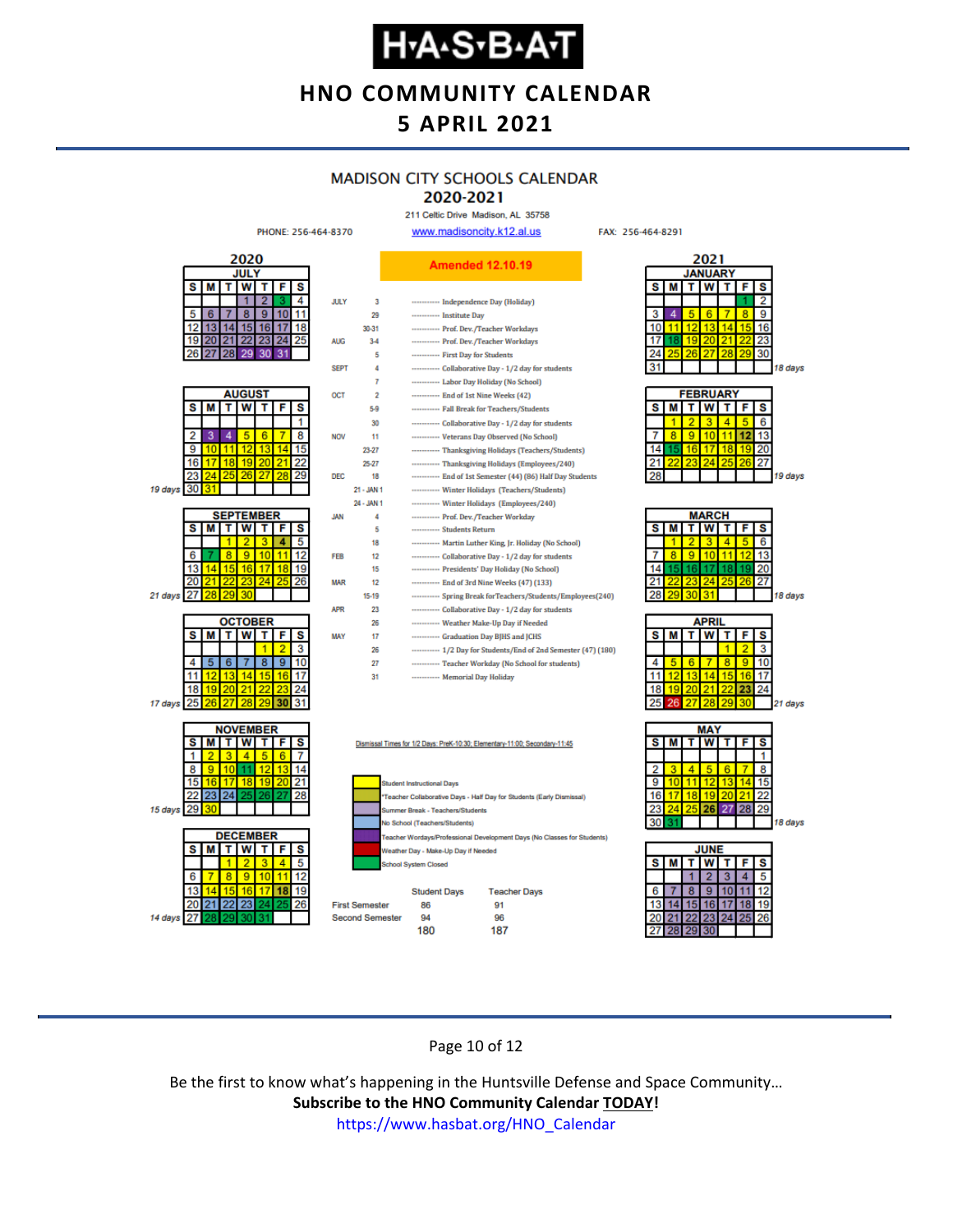# H·A·S·B·A·T

## HNO COMMUNITY CALENDAR
## 5 APRIL 2021

### MADISON CITY SCHOOLS CALENDAR
### 2020-2021

211 Celtic Drive Madison, AL 35758

PHONE: 256-464-8370 www.madisoncity.k12.al.us FAX: 256-464-8291

**Amended 12.10.19**

| Month | Date | Event |
|---|---|---|
| JULY | 3 | Independence Day (Holiday) |
| | 29 | Institute Day |
| | 30-31 | Prof. Dev./Teacher Workdays |
| AUG | 3-4 | Prof. Dev./Teacher Workdays |
| | 5 | First Day for Students |
| SEPT | 4 | Collaborative Day - 1/2 day for students |
| | 7 | Labor Day Holiday (No School) |
| OCT | 2 | End of 1st Nine Weeks (42) |
| | 5-9 | Fall Break for Teachers/Students |
| | 30 | Collaborative Day - 1/2 day for students |
| NOV | 11 | Veterans Day Observed (No School) |
| | 23-27 | Thanksgiving Holidays (Teachers/Students) |
| | 25-27 | Thanksgiving Holidays (Employees/240) |
| DEC | 18 | End of 1st Semester (44) (86) Half Day Students |
| | 21 - JAN 1 | Winter Holidays (Teachers/Students) |
| | 24 - JAN 1 | Winter Holidays (Employees/240) |
| JAN | 4 | Prof. Dev./Teacher Workday |
| | 5 | Students Return |
| | 18 | Martin Luther King, Jr. Holiday (No School) |
| FEB | 12 | Collaborative Day - 1/2 day for students |
| | 15 | Presidents' Day Holiday (No School) |
| MAR | 12 | End of 3rd Nine Weeks (47) (133) |
| | 15-19 | Spring Break for Teachers/Students/Employees(240) |
| APR | 23 | Collaborative Day - 1/2 day for students |
| | 26 | Weather Make-Up Day if Needed |
| MAY | 17 | Graduation Day BJHS and JCHS |
| | 26 | 1/2 Day for Students/End of 2nd Semester (47) (180) |
| | 27 | Teacher Workday (No School for students) |
| | 31 | Memorial Day Holiday |

Dismissal Times for 1/2 Days: PreK-10:30; Elementary-11:00; Secondary-11:45

**Legend:**
- Student Instructional Days
- *Teacher Collaborative Days - Half Day for Students (Early Dismissal)
- Summer Break - Teachers/Students
- No School (Teachers/Students)
- Teacher Wordays/Professional Development Days (No Classes for Students)
- Weather Day - Make-Up Day if Needed
- School System Closed

| | Student Days | Teacher Days |
|---|---|---|
| First Semester | 86 | 91 |
| Second Semester | 94 | 96 |
| | 180 | 187 |

**Student days per month:** August 19 days; September 21 days; October 17 days; November 15 days; December 14 days; January 18 days; February 19 days; March 18 days; April 21 days; May 18 days

Be the first to know what's happening in the Huntsville Defense and Space Community…
**Subscribe to the HNO Community Calendar TODAY!**
https://www.hasbat.org/HNO_Calendar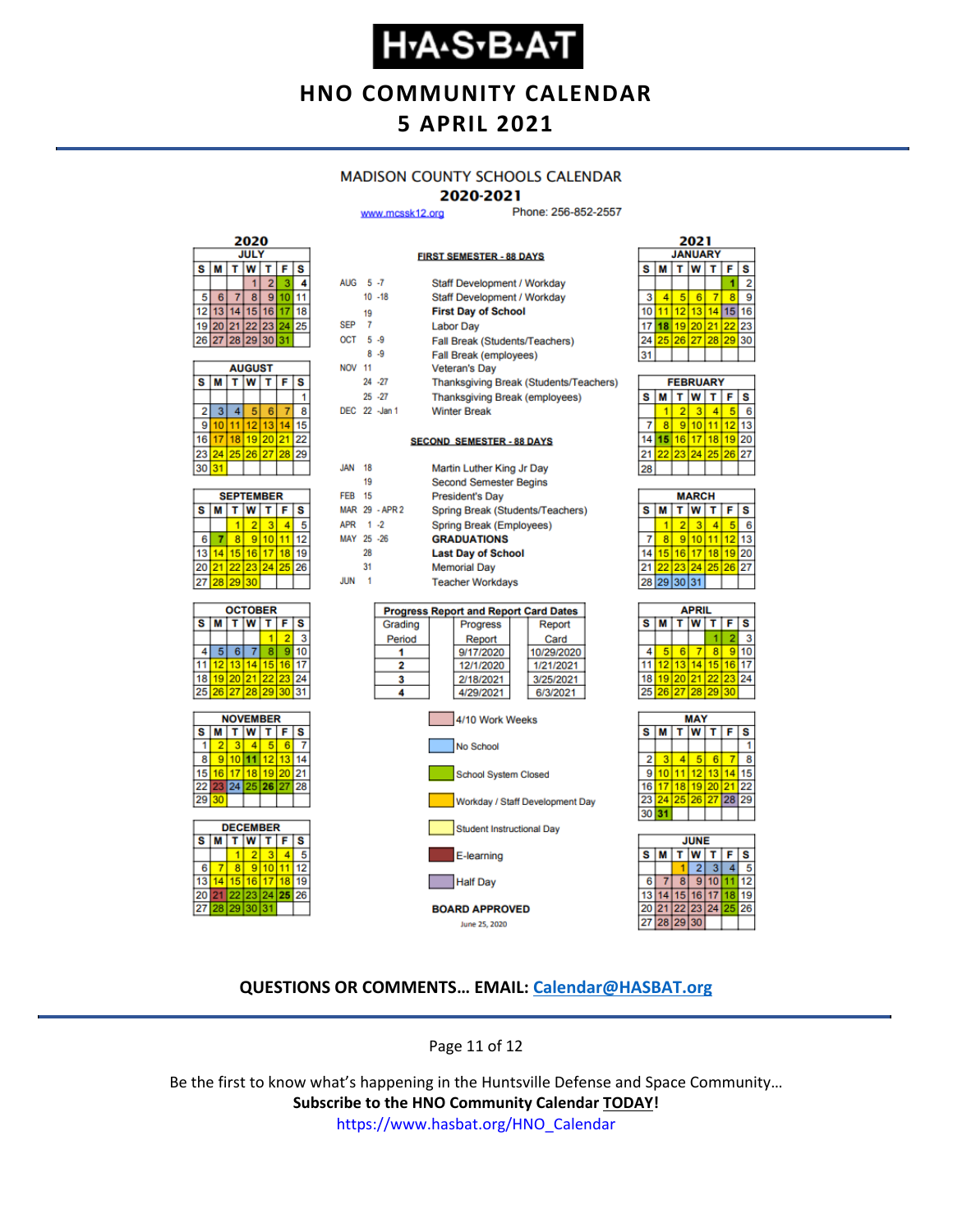# H·A·S·B·A·T

## HNO COMMUNITY CALENDAR
## 5 APRIL 2021

### MADISON COUNTY SCHOOLS CALENDAR
### 2020-2021

www.mcssk12.org Phone: 256-852-2557

**FIRST SEMESTER - 88 DAYS**

| | | |
|---|---|---|
| AUG | 5 -7 | Staff Development / Workday |
| | 10 -18 | Staff Development / Workday |
| | 19 | **First Day of School** |
| SEP | 7 | Labor Day |
| OCT | 5 -9 | Fall Break (Students/Teachers) |
| | 8 -9 | Fall Break (employees) |
| NOV | 11 | Veteran's Day |
| | 24 -27 | Thanksgiving Break (Students/Teachers) |
| | 25 -27 | Thanksgiving Break (employees) |
| DEC | 22 -Jan 1 | Winter Break |

**SECOND SEMESTER - 88 DAYS**

| | | |
|---|---|---|
| JAN | 18 | Martin Luther King Jr Day |
| | 19 | Second Semester Begins |
| FEB | 15 | President's Day |
| MAR | 29 - APR 2 | Spring Break (Students/Teachers) |
| APR | 1 -2 | Spring Break (Employees) |
| MAY | 25 -26 | **GRADUATIONS** |
| | 28 | **Last Day of School** |
| | 31 | Memorial Day |
| JUN | 1 | Teacher Workdays |

**Progress Report and Report Card Dates**

| Grading Period | Progress Report | Report Card |
|---|---|---|
| 1 | 9/17/2020 | 10/29/2020 |
| 2 | 12/1/2020 | 1/21/2021 |
| 3 | 2/18/2021 | 3/25/2021 |
| 4 | 4/29/2021 | 6/3/2021 |

Legend:
- 4/10 Work Weeks
- No School
- School System Closed
- Workday / Staff Development Day
- Student Instructional Day
- E-learning
- Half Day

**BOARD APPROVED**

June 25, 2020

**2020**

**JULY**

| S | M | T | W | T | F | S |
|---|---|---|---|---|---|---|
| | | | 1 | 2 | 3 | 4 |
| 5 | 6 | 7 | 8 | 9 | 10 | 11 |
| 12 | 13 | 14 | 15 | 16 | 17 | 18 |
| 19 | 20 | 21 | 22 | 23 | 24 | 25 |
| 26 | 27 | 28 | 29 | 30 | 31 | |

**AUGUST**

| S | M | T | W | T | F | S |
|---|---|---|---|---|---|---|
| | | | | | | 1 |
| 2 | 3 | 4 | 5 | 6 | 7 | 8 |
| 9 | 10 | 11 | 12 | 13 | 14 | 15 |
| 16 | 17 | 18 | 19 | 20 | 21 | 22 |
| 23 | 24 | 25 | 26 | 27 | 28 | 29 |
| 30 | 31 | | | | | |

**SEPTEMBER**

| S | M | T | W | T | F | S |
|---|---|---|---|---|---|---|
| | | 1 | 2 | 3 | 4 | 5 |
| 6 | 7 | 8 | 9 | 10 | 11 | 12 |
| 13 | 14 | 15 | 16 | 17 | 18 | 19 |
| 20 | 21 | 22 | 23 | 24 | 25 | 26 |
| 27 | 28 | 29 | 30 | | | |

**OCTOBER**

| S | M | T | W | T | F | S |
|---|---|---|---|---|---|---|
| | | | | 1 | 2 | 3 |
| 4 | 5 | 6 | 7 | 8 | 9 | 10 |
| 11 | 12 | 13 | 14 | 15 | 16 | 17 |
| 18 | 19 | 20 | 21 | 22 | 23 | 24 |
| 25 | 26 | 27 | 28 | 29 | 30 | 31 |

**NOVEMBER**

| S | M | T | W | T | F | S |
|---|---|---|---|---|---|---|
| 1 | 2 | 3 | 4 | 5 | 6 | 7 |
| 8 | 9 | 10 | 11 | 12 | 13 | 14 |
| 15 | 16 | 17 | 18 | 19 | 20 | 21 |
| 22 | 23 | 24 | 25 | 26 | 27 | 28 |
| 29 | 30 | | | | | |

**DECEMBER**

| S | M | T | W | T | F | S |
|---|---|---|---|---|---|---|
| | | 1 | 2 | 3 | 4 | 5 |
| 6 | 7 | 8 | 9 | 10 | 11 | 12 |
| 13 | 14 | 15 | 16 | 17 | 18 | 19 |
| 20 | 21 | 22 | 23 | 24 | 25 | 26 |
| 27 | 28 | 29 | 30 | 31 | | |

**2021**

**JANUARY**

| S | M | T | W | T | F | S |
|---|---|---|---|---|---|---|
| | | | | | 1 | 2 |
| 3 | 4 | 5 | 6 | 7 | 8 | 9 |
| 10 | 11 | 12 | 13 | 14 | 15 | 16 |
| 17 | 18 | 19 | 20 | 21 | 22 | 23 |
| 24 | 25 | 26 | 27 | 28 | 29 | 30 |
| 31 | | | | | | |

**FEBRUARY**

| S | M | T | W | T | F | S |
|---|---|---|---|---|---|---|
| | 1 | 2 | 3 | 4 | 5 | 6 |
| 7 | 8 | 9 | 10 | 11 | 12 | 13 |
| 14 | 15 | 16 | 17 | 18 | 19 | 20 |
| 21 | 22 | 23 | 24 | 25 | 26 | 27 |
| 28 | | | | | | |

**MARCH**

| S | M | T | W | T | F | S |
|---|---|---|---|---|---|---|
| | 1 | 2 | 3 | 4 | 5 | 6 |
| 7 | 8 | 9 | 10 | 11 | 12 | 13 |
| 14 | 15 | 16 | 17 | 18 | 19 | 20 |
| 21 | 22 | 23 | 24 | 25 | 26 | 27 |
| 28 | 29 | 30 | 31 | | | |

**APRIL**

| S | M | T | W | T | F | S |
|---|---|---|---|---|---|---|
| | | | | 1 | 2 | 3 |
| 4 | 5 | 6 | 7 | 8 | 9 | 10 |
| 11 | 12 | 13 | 14 | 15 | 16 | 17 |
| 18 | 19 | 20 | 21 | 22 | 23 | 24 |
| 25 | 26 | 27 | 28 | 29 | 30 | |

**MAY**

| S | M | T | W | T | F | S |
|---|---|---|---|---|---|---|
| | | | | | | 1 |
| 2 | 3 | 4 | 5 | 6 | 7 | 8 |
| 9 | 10 | 11 | 12 | 13 | 14 | 15 |
| 16 | 17 | 18 | 19 | 20 | 21 | 22 |
| 23 | 24 | 25 | 26 | 27 | 28 | 29 |
| 30 | 31 | | | | | |

**JUNE**

| S | M | T | W | T | F | S |
|---|---|---|---|---|---|---|
| | | 1 | 2 | 3 | 4 | 5 |
| 6 | 7 | 8 | 9 | 10 | 11 | 12 |
| 13 | 14 | 15 | 16 | 17 | 18 | 19 |
| 20 | 21 | 22 | 23 | 24 | 25 | 26 |
| 27 | 28 | 29 | 30 | | | |

**QUESTIONS OR COMMENTS… EMAIL: [Calendar@HASBAT.org](mailto:Calendar@HASBAT.org)**

Be the first to know what's happening in the Huntsville Defense and Space Community…

**Subscribe to the HNO Community Calendar TODAY!**

https://www.hasbat.org/HNO_Calendar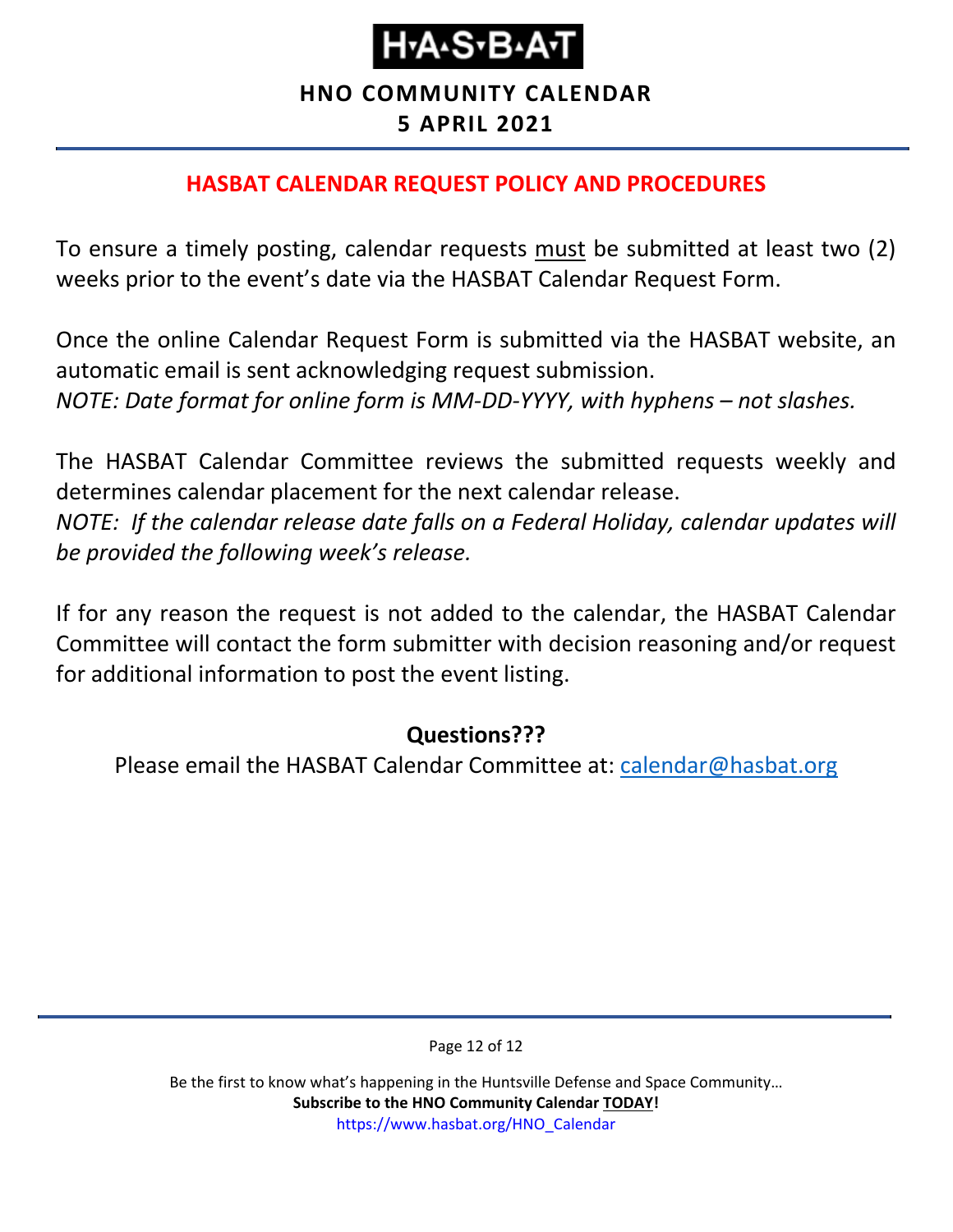## HASBAT CALENDAR REQUEST POLICY AND PROCEDURES

To ensure a timely posting, calendar requests must be submitted at least two (2) weeks prior to the event's date via the HASBAT Calendar Request Form.

Once the online Calendar Request Form is submitted via the HASBAT website, an automatic email is sent acknowledging request submission.
*NOTE: Date format for online form is MM-DD-YYYY, with hyphens – not slashes.*

The HASBAT Calendar Committee reviews the submitted requests weekly and determines calendar placement for the next calendar release.
*NOTE: If the calendar release date falls on a Federal Holiday, calendar updates will be provided the following week's release.*

If for any reason the request is not added to the calendar, the HASBAT Calendar Committee will contact the form submitter with decision reasoning and/or request for additional information to post the event listing.

**Questions???**

Please email the HASBAT Calendar Committee at: calendar@hasbat.org